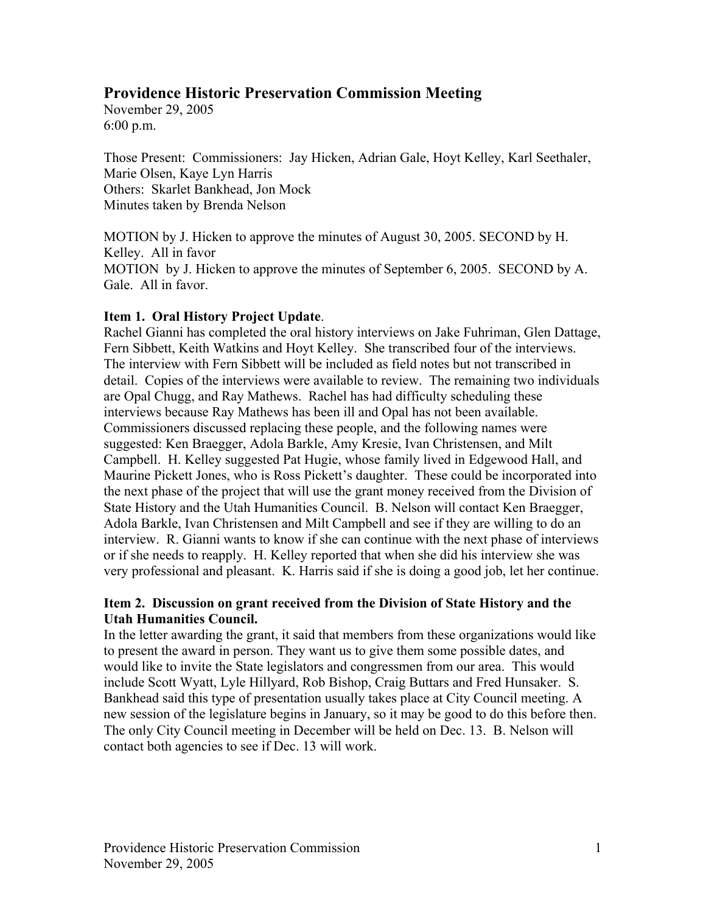## Providence Historic Preservation Commission Meeting

November 29, 2005
6:00 p.m.

Those Present: Commissioners: Jay Hicken, Adrian Gale, Hoyt Kelley, Karl Seethaler, Marie Olsen, Kaye Lyn Harris
Others: Skarlet Bankhead, Jon Mock
Minutes taken by Brenda Nelson

MOTION by J. Hicken to approve the minutes of August 30, 2005. SECOND by H. Kelley. All in favor
MOTION by J. Hicken to approve the minutes of September 6, 2005. SECOND by A. Gale. All in favor.

**Item 1. Oral History Project Update**.
Rachel Gianni has completed the oral history interviews on Jake Fuhriman, Glen Dattage, Fern Sibbett, Keith Watkins and Hoyt Kelley. She transcribed four of the interviews. The interview with Fern Sibbett will be included as field notes but not transcribed in detail. Copies of the interviews were available to review. The remaining two individuals are Opal Chugg, and Ray Mathews. Rachel has had difficulty scheduling these interviews because Ray Mathews has been ill and Opal has not been available. Commissioners discussed replacing these people, and the following names were suggested: Ken Braegger, Adola Barkle, Amy Kresie, Ivan Christensen, and Milt Campbell. H. Kelley suggested Pat Hugie, whose family lived in Edgewood Hall, and Maurine Pickett Jones, who is Ross Pickett's daughter. These could be incorporated into the next phase of the project that will use the grant money received from the Division of State History and the Utah Humanities Council. B. Nelson will contact Ken Braegger, Adola Barkle, Ivan Christensen and Milt Campbell and see if they are willing to do an interview. R. Gianni wants to know if she can continue with the next phase of interviews or if she needs to reapply. H. Kelley reported that when she did his interview she was very professional and pleasant. K. Harris said if she is doing a good job, let her continue.

**Item 2. Discussion on grant received from the Division of State History and the Utah Humanities Council.**
In the letter awarding the grant, it said that members from these organizations would like to present the award in person. They want us to give them some possible dates, and would like to invite the State legislators and congressmen from our area. This would include Scott Wyatt, Lyle Hillyard, Rob Bishop, Craig Buttars and Fred Hunsaker. S. Bankhead said this type of presentation usually takes place at City Council meeting. A new session of the legislature begins in January, so it may be good to do this before then. The only City Council meeting in December will be held on Dec. 13. B. Nelson will contact both agencies to see if Dec. 13 will work.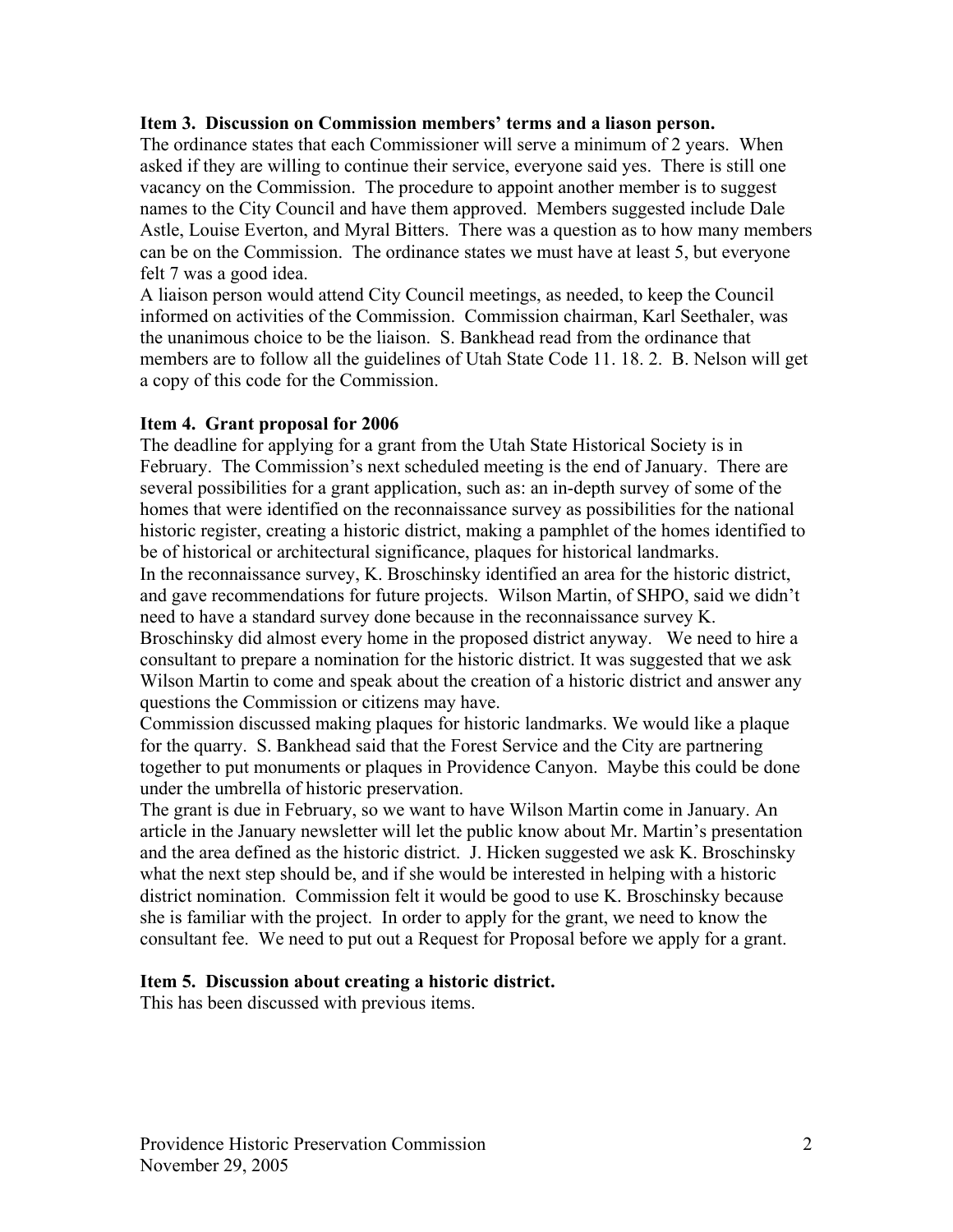**Item 3. Discussion on Commission members' terms and a liason person.**

The ordinance states that each Commissioner will serve a minimum of 2 years. When asked if they are willing to continue their service, everyone said yes. There is still one vacancy on the Commission. The procedure to appoint another member is to suggest names to the City Council and have them approved. Members suggested include Dale Astle, Louise Everton, and Myral Bitters. There was a question as to how many members can be on the Commission. The ordinance states we must have at least 5, but everyone felt 7 was a good idea.

A liaison person would attend City Council meetings, as needed, to keep the Council informed on activities of the Commission. Commission chairman, Karl Seethaler, was the unanimous choice to be the liaison. S. Bankhead read from the ordinance that members are to follow all the guidelines of Utah State Code 11. 18. 2. B. Nelson will get a copy of this code for the Commission.

**Item 4. Grant proposal for 2006**

The deadline for applying for a grant from the Utah State Historical Society is in February. The Commission's next scheduled meeting is the end of January. There are several possibilities for a grant application, such as: an in-depth survey of some of the homes that were identified on the reconnaissance survey as possibilities for the national historic register, creating a historic district, making a pamphlet of the homes identified to be of historical or architectural significance, plaques for historical landmarks.

In the reconnaissance survey, K. Broschinsky identified an area for the historic district, and gave recommendations for future projects. Wilson Martin, of SHPO, said we didn't need to have a standard survey done because in the reconnaissance survey K. Broschinsky did almost every home in the proposed district anyway. We need to hire a consultant to prepare a nomination for the historic district. It was suggested that we ask Wilson Martin to come and speak about the creation of a historic district and answer any questions the Commission or citizens may have.

Commission discussed making plaques for historic landmarks. We would like a plaque for the quarry. S. Bankhead said that the Forest Service and the City are partnering together to put monuments or plaques in Providence Canyon. Maybe this could be done under the umbrella of historic preservation.

The grant is due in February, so we want to have Wilson Martin come in January. An article in the January newsletter will let the public know about Mr. Martin's presentation and the area defined as the historic district. J. Hicken suggested we ask K. Broschinsky what the next step should be, and if she would be interested in helping with a historic district nomination. Commission felt it would be good to use K. Broschinsky because she is familiar with the project. In order to apply for the grant, we need to know the consultant fee. We need to put out a Request for Proposal before we apply for a grant.

**Item 5. Discussion about creating a historic district.**

This has been discussed with previous items.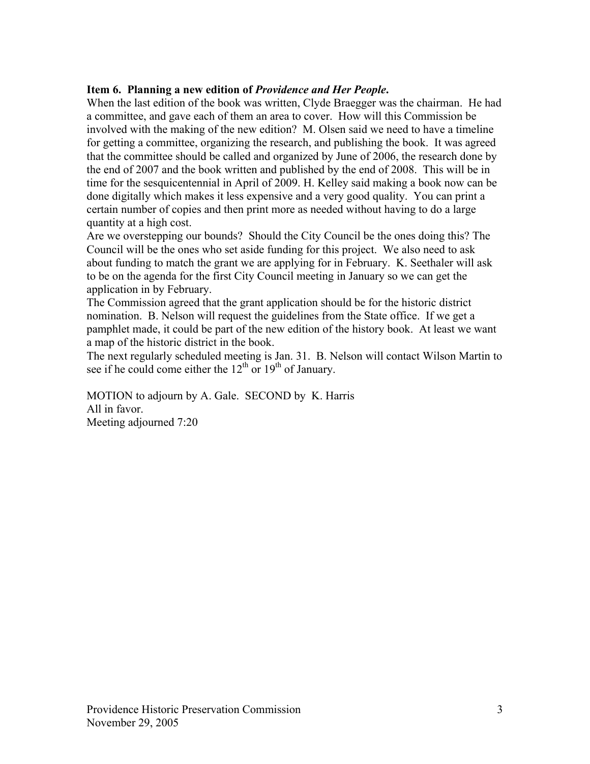**Item 6. Planning a new edition of *Providence and Her People*.**

When the last edition of the book was written, Clyde Braegger was the chairman. He had a committee, and gave each of them an area to cover. How will this Commission be involved with the making of the new edition? M. Olsen said we need to have a timeline for getting a committee, organizing the research, and publishing the book. It was agreed that the committee should be called and organized by June of 2006, the research done by the end of 2007 and the book written and published by the end of 2008. This will be in time for the sesquicentennial in April of 2009. H. Kelley said making a book now can be done digitally which makes it less expensive and a very good quality. You can print a certain number of copies and then print more as needed without having to do a large quantity at a high cost.

Are we overstepping our bounds? Should the City Council be the ones doing this? The Council will be the ones who set aside funding for this project. We also need to ask about funding to match the grant we are applying for in February. K. Seethaler will ask to be on the agenda for the first City Council meeting in January so we can get the application in by February.

The Commission agreed that the grant application should be for the historic district nomination. B. Nelson will request the guidelines from the State office. If we get a pamphlet made, it could be part of the new edition of the history book. At least we want a map of the historic district in the book.

The next regularly scheduled meeting is Jan. 31. B. Nelson will contact Wilson Martin to see if he could come either the 12th or 19th of January.

MOTION to adjourn by A. Gale. SECOND by K. Harris
All in favor.
Meeting adjourned 7:20